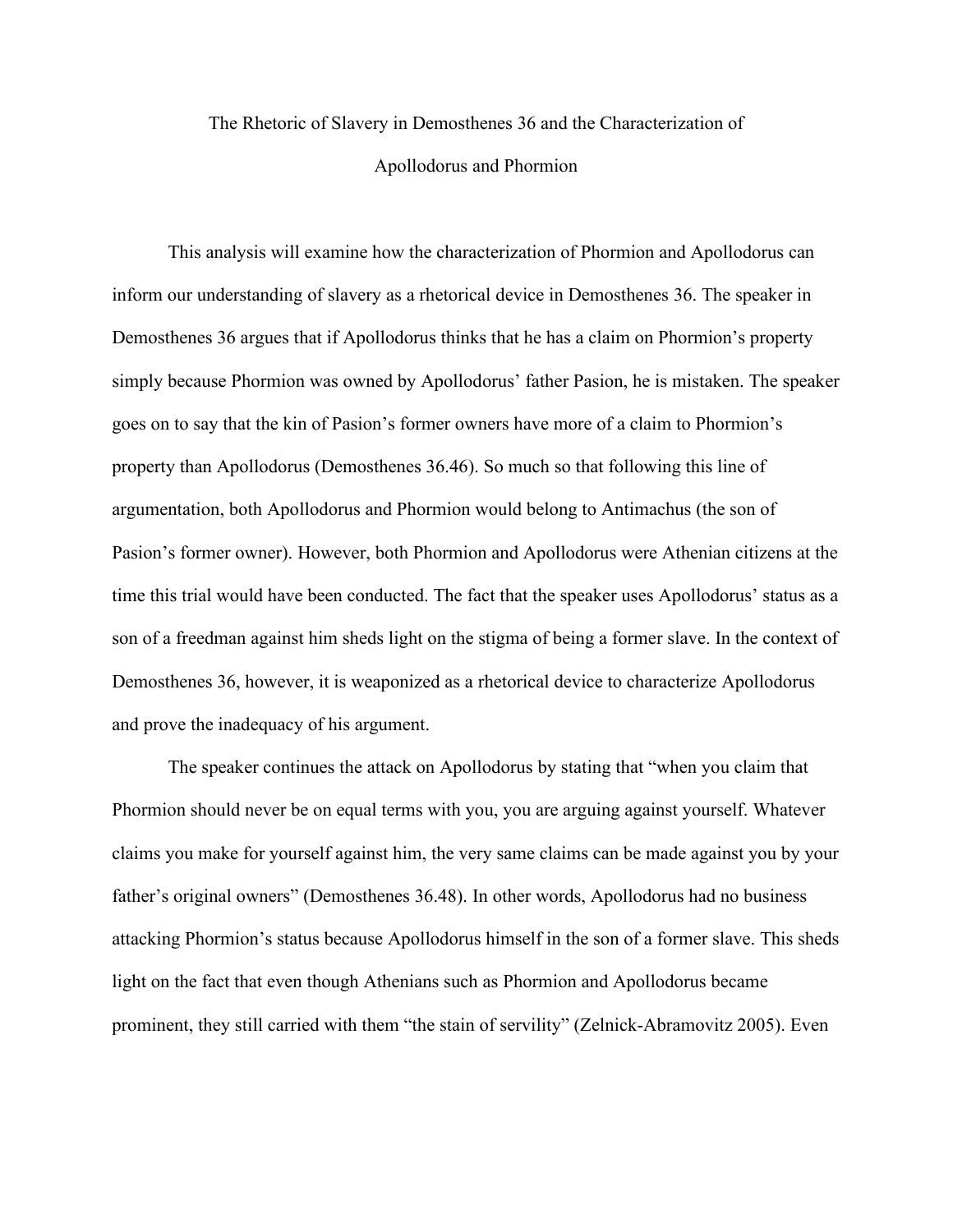# The Rhetoric of Slavery in Demosthenes 36 and the Characterization of Apollodorus and Phormion

This analysis will examine how the characterization of Phormion and Apollodorus can inform our understanding of slavery as a rhetorical device in Demosthenes 36. The speaker in Demosthenes 36 argues that if Apollodorus thinks that he has a claim on Phormion's property simply because Phormion was owned by Apollodorus' father Pasion, he is mistaken. The speaker goes on to say that the kin of Pasion's former owners have more of a claim to Phormion's property than Apollodorus (Demosthenes 36.46). So much so that following this line of argumentation, both Apollodorus and Phormion would belong to Antimachus (the son of Pasion's former owner). However, both Phormion and Apollodorus were Athenian citizens at the time this trial would have been conducted. The fact that the speaker uses Apollodorus' status as a son of a freedman against him sheds light on the stigma of being a former slave. In the context of Demosthenes 36, however, it is weaponized as a rhetorical device to characterize Apollodorus and prove the inadequacy of his argument.

The speaker continues the attack on Apollodorus by stating that "when you claim that Phormion should never be on equal terms with you, you are arguing against yourself. Whatever claims you make for yourself against him, the very same claims can be made against you by your father's original owners" (Demosthenes 36.48). In other words, Apollodorus had no business attacking Phormion's status because Apollodorus himself in the son of a former slave. This sheds light on the fact that even though Athenians such as Phormion and Apollodorus became prominent, they still carried with them "the stain of servility" (Zelnick-Abramovitz 2005). Even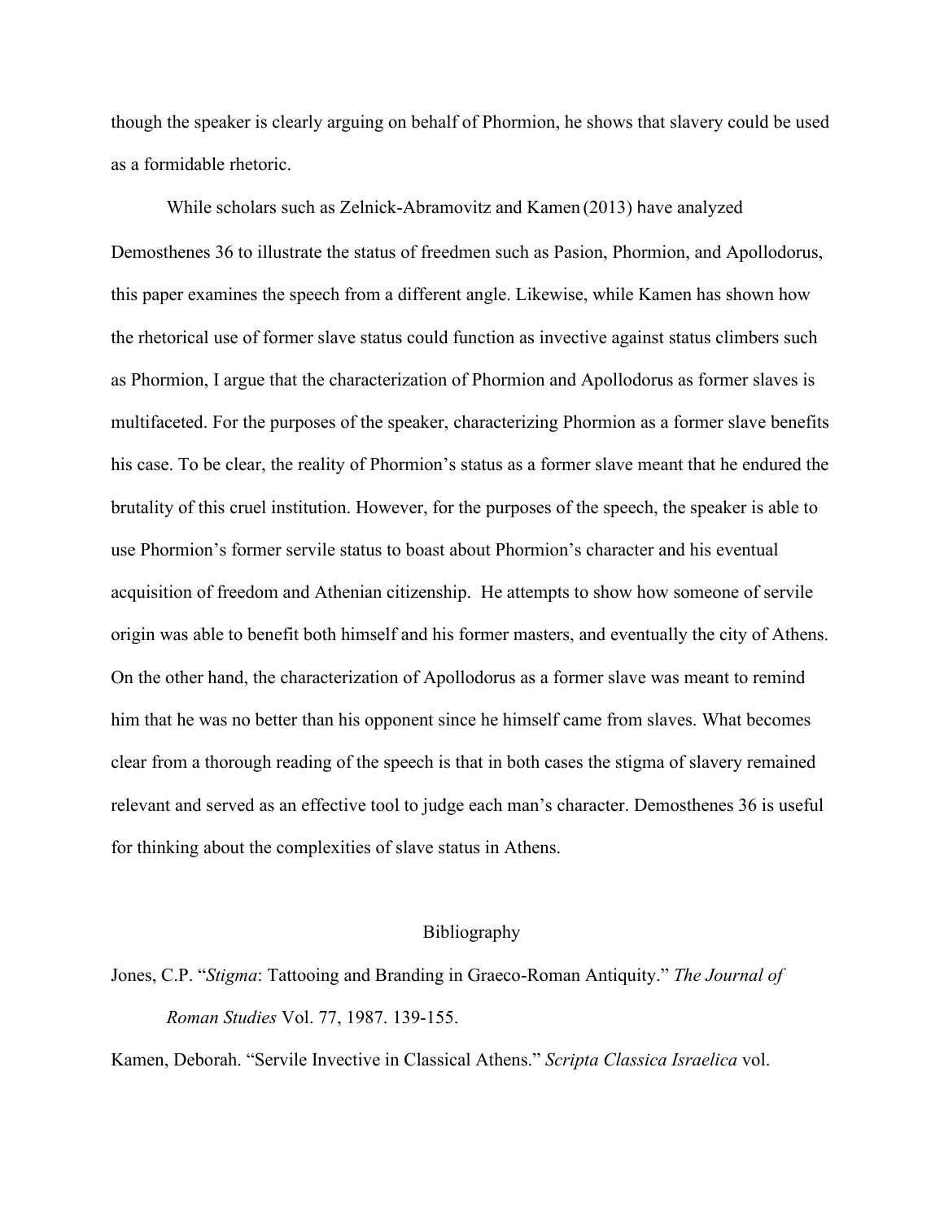though the speaker is clearly arguing on behalf of Phormion, he shows that slavery could be used as a formidable rhetoric.

While scholars such as Zelnick-Abramovitz and Kamen (2013) have analyzed Demosthenes 36 to illustrate the status of freedmen such as Pasion, Phormion, and Apollodorus, this paper examines the speech from a different angle. Likewise, while Kamen has shown how the rhetorical use of former slave status could function as invective against status climbers such as Phormion, I argue that the characterization of Phormion and Apollodorus as former slaves is multifaceted. For the purposes of the speaker, characterizing Phormion as a former slave benefits his case. To be clear, the reality of Phormion's status as a former slave meant that he endured the brutality of this cruel institution. However, for the purposes of the speech, the speaker is able to use Phormion's former servile status to boast about Phormion's character and his eventual acquisition of freedom and Athenian citizenship. He attempts to show how someone of servile origin was able to benefit both himself and his former masters, and eventually the city of Athens. On the other hand, the characterization of Apollodorus as a former slave was meant to remind him that he was no better than his opponent since he himself came from slaves. What becomes clear from a thorough reading of the speech is that in both cases the stigma of slavery remained relevant and served as an effective tool to judge each man's character. Demosthenes 36 is useful for thinking about the complexities of slave status in Athens.

## Bibliography

Jones, C.P. "*Stigma*: Tattooing and Branding in Graeco-Roman Antiquity." *The Journal of Roman Studies* Vol. 77, 1987. 139-155.

Kamen, Deborah. "Servile Invective in Classical Athens." *Scripta Classica Israelica* vol.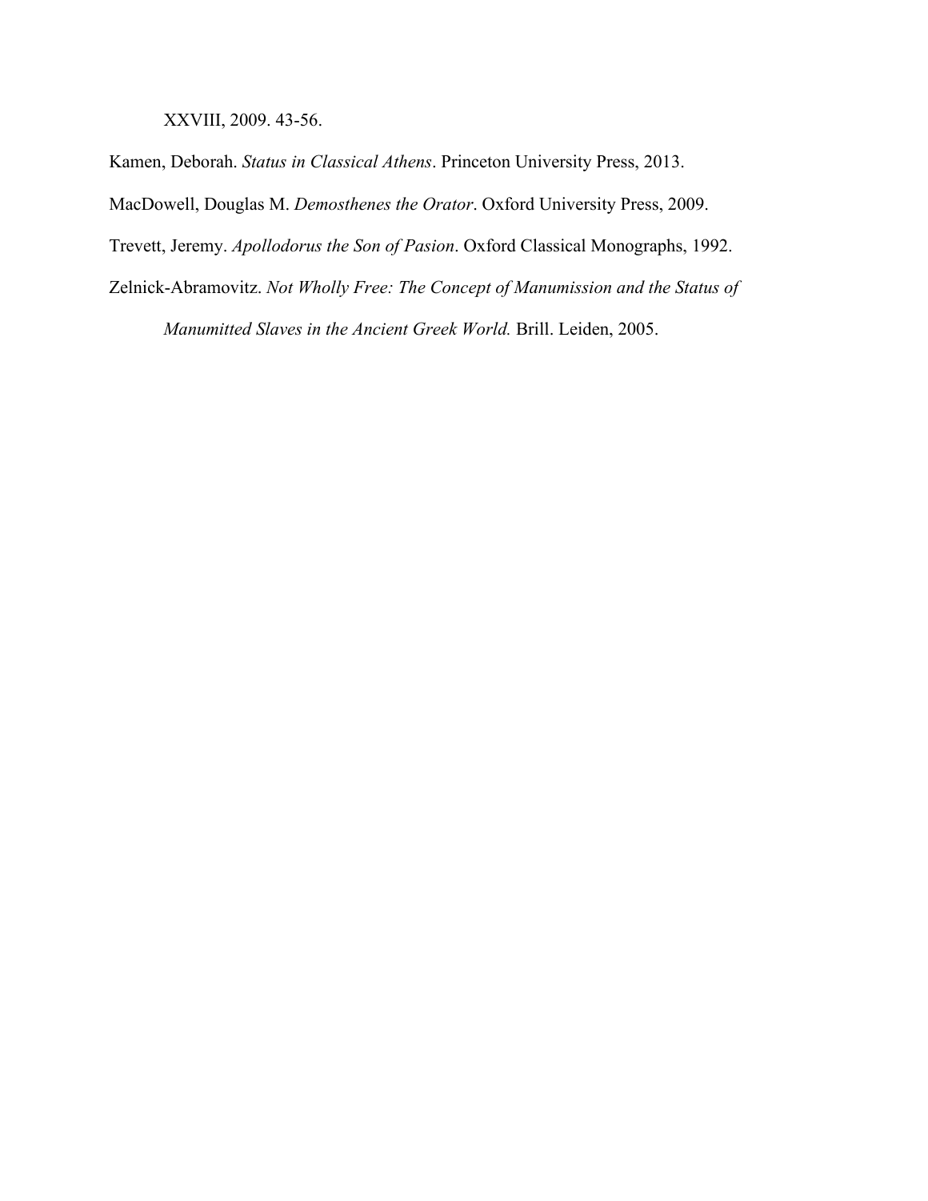XXVIII, 2009. 43-56.

Kamen, Deborah. *Status in Classical Athens*. Princeton University Press, 2013.

MacDowell, Douglas M. *Demosthenes the Orator*. Oxford University Press, 2009.

Trevett, Jeremy. *Apollodorus the Son of Pasion*. Oxford Classical Monographs, 1992.

Zelnick-Abramovitz. *Not Wholly Free: The Concept of Manumission and the Status of Manumitted Slaves in the Ancient Greek World.* Brill. Leiden, 2005.